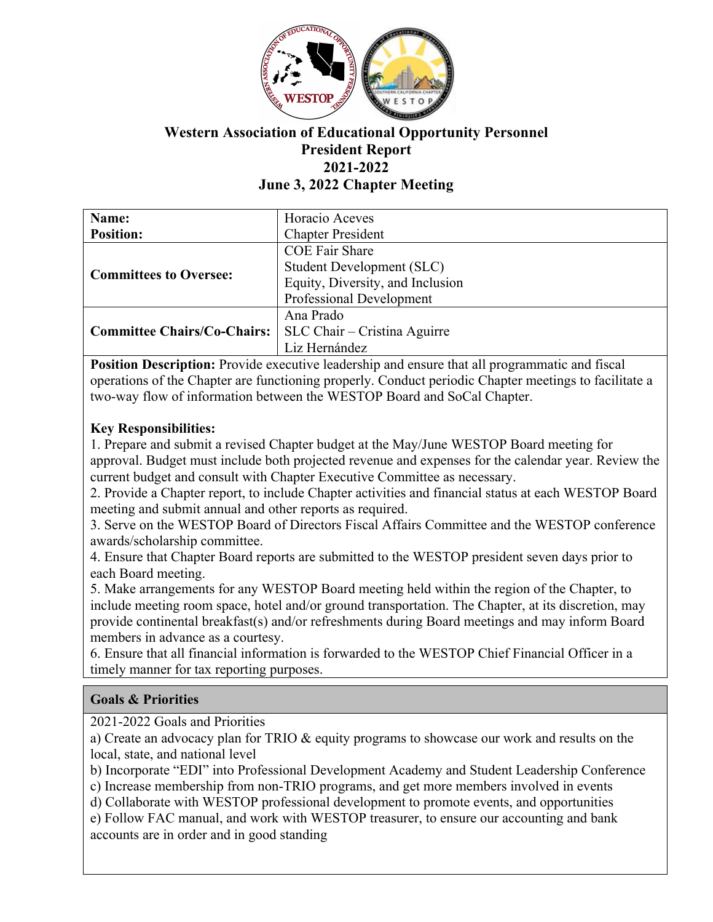# Western Association of Educational Opportunity Personnel
## President Report
## 2021-2022
## June 3, 2022 Chapter Meeting

| **Name:**<br>**Position:** | Horacio Aceves<br>Chapter President |
|---|---|
| **Committees to Oversee:** | COE Fair Share<br>Student Development (SLC)<br>Equity, Diversity, and Inclusion<br>Professional Development |
| **Committee Chairs/Co-Chairs:** | Ana Prado<br>SLC Chair – Cristina Aguirre<br>Liz Hernández |

**Position Description:** Provide executive leadership and ensure that all programmatic and fiscal operations of the Chapter are functioning properly. Conduct periodic Chapter meetings to facilitate a two-way flow of information between the WESTOP Board and SoCal Chapter.

**Key Responsibilities:**

1. Prepare and submit a revised Chapter budget at the May/June WESTOP Board meeting for approval. Budget must include both projected revenue and expenses for the calendar year. Review the current budget and consult with Chapter Executive Committee as necessary.
2. Provide a Chapter report, to include Chapter activities and financial status at each WESTOP Board meeting and submit annual and other reports as required.
3. Serve on the WESTOP Board of Directors Fiscal Affairs Committee and the WESTOP conference awards/scholarship committee.
4. Ensure that Chapter Board reports are submitted to the WESTOP president seven days prior to each Board meeting.
5. Make arrangements for any WESTOP Board meeting held within the region of the Chapter, to include meeting room space, hotel and/or ground transportation. The Chapter, at its discretion, may provide continental breakfast(s) and/or refreshments during Board meetings and may inform Board members in advance as a courtesy.
6. Ensure that all financial information is forwarded to the WESTOP Chief Financial Officer in a timely manner for tax reporting purposes.

**Goals & Priorities**

2021-2022 Goals and Priorities

a) Create an advocacy plan for TRIO & equity programs to showcase our work and results on the local, state, and national level
b) Incorporate "EDI" into Professional Development Academy and Student Leadership Conference
c) Increase membership from non-TRIO programs, and get more members involved in events
d) Collaborate with WESTOP professional development to promote events, and opportunities
e) Follow FAC manual, and work with WESTOP treasurer, to ensure our accounting and bank accounts are in order and in good standing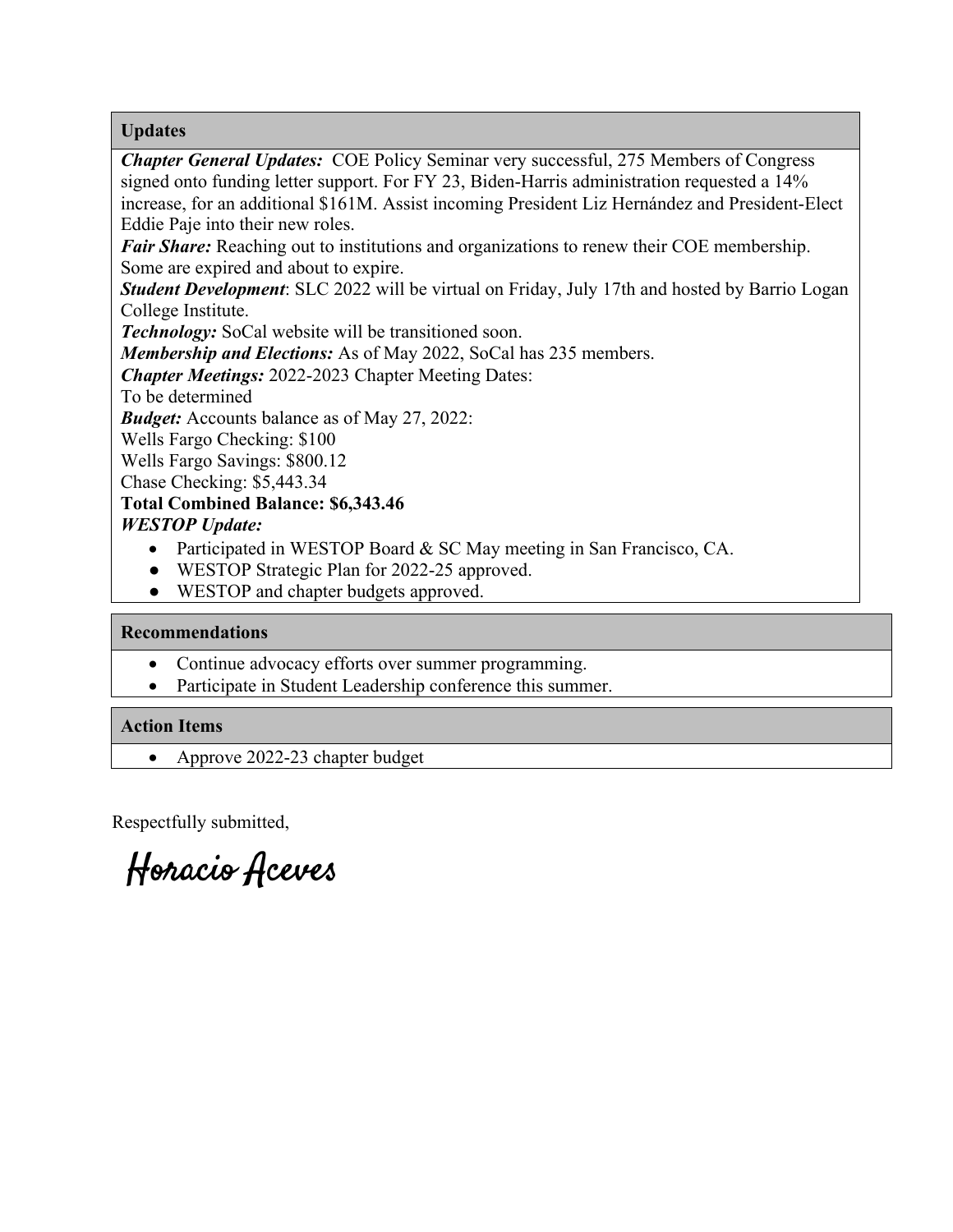## Updates

***Chapter General Updates:*** COE Policy Seminar very successful, 275 Members of Congress signed onto funding letter support. For FY 23, Biden-Harris administration requested a 14% increase, for an additional $161M. Assist incoming President Liz Hernández and President-Elect Eddie Paje into their new roles.

***Fair Share:*** Reaching out to institutions and organizations to renew their COE membership. Some are expired and about to expire.

***Student Development***: SLC 2022 will be virtual on Friday, July 17th and hosted by Barrio Logan College Institute.

***Technology:*** SoCal website will be transitioned soon.

***Membership and Elections:*** As of May 2022, SoCal has 235 members.

***Chapter Meetings:*** 2022-2023 Chapter Meeting Dates:
To be determined

***Budget:*** Accounts balance as of May 27, 2022:
Wells Fargo Checking: $100
Wells Fargo Savings: $800.12
Chase Checking: $5,443.34
**Total Combined Balance: $6,343.46**

***WESTOP Update:***

- Participated in WESTOP Board & SC May meeting in San Francisco, CA.
- WESTOP Strategic Plan for 2022-25 approved.
- WESTOP and chapter budgets approved.

## Recommendations

- Continue advocacy efforts over summer programming.
- Participate in Student Leadership conference this summer.

## Action Items

- Approve 2022-23 chapter budget

Respectfully submitted,

Horacio Aceves